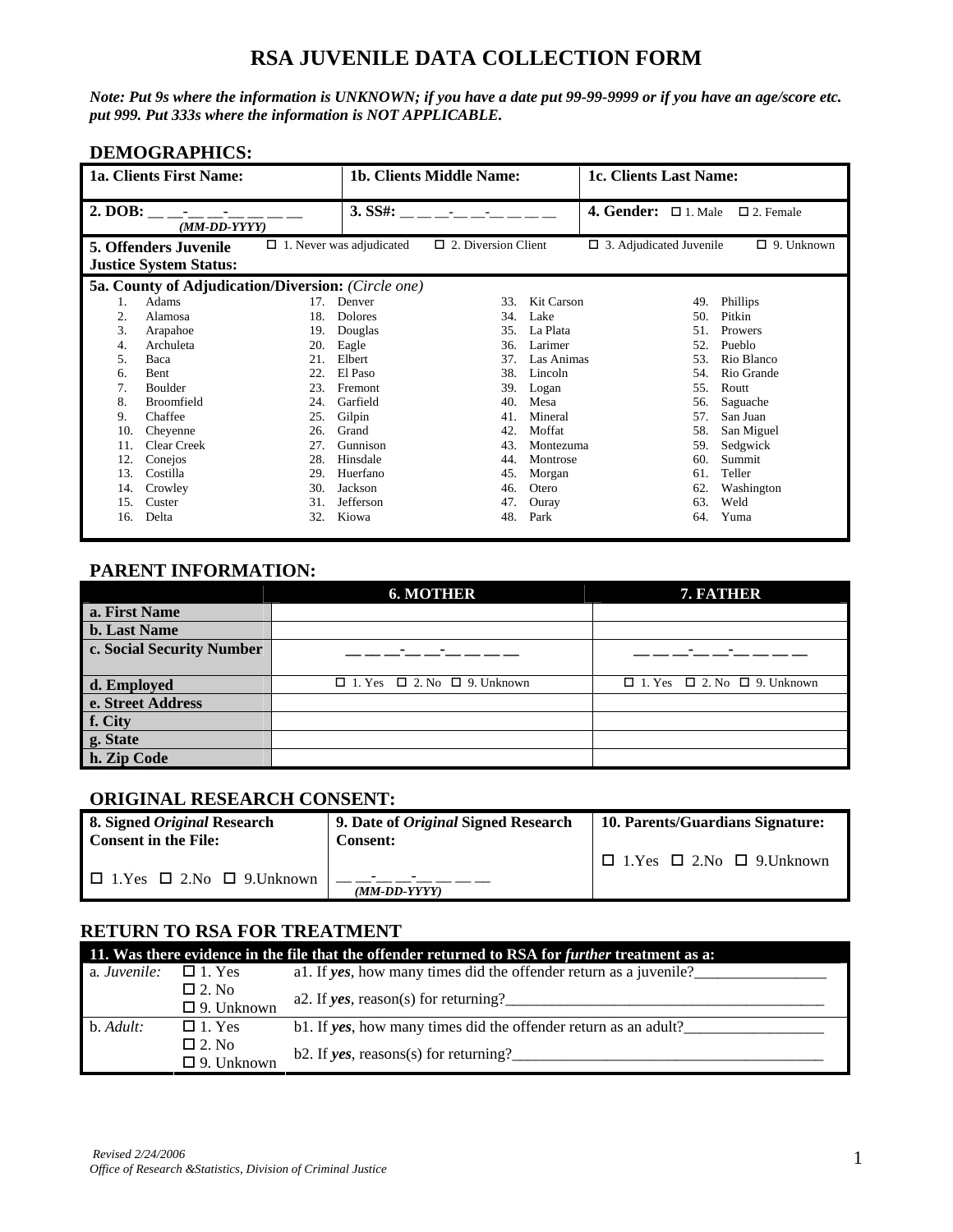# RSA JUVENILE DATA COLLECTION FORM

***Note: Put 9s where the information is UNKNOWN; if you have a date put 99-99-9999 or if you have an age/score etc. put 999. Put 333s where the information is NOT APPLICABLE.***

## DEMOGRAPHICS:

| **1a. Clients First Name:** | **1b. Clients Middle Name:** | **1c. Clients Last Name:** |
|---|---|---|
| **2. DOB:** __ __-__ __-__ __ __ __ *(MM-DD-YYYY)* | **3. SS#:** __ __ __-__ __-__ __ __ __ | **4. Gender:** ☐ 1. Male ☐ 2. Female |

**5. Offenders Juvenile Justice System Status:** ☐ 1. Never was adjudicated ☐ 2. Diversion Client ☐ 3. Adjudicated Juvenile ☐ 9. Unknown

**5a. County of Adjudication/Diversion:** *(Circle one)*

| | | | |
|---|---|---|---|
| 1. Adams | 17. Denver | 33. Kit Carson | 49. Phillips |
| 2. Alamosa | 18. Dolores | 34. Lake | 50. Pitkin |
| 3. Arapahoe | 19. Douglas | 35. La Plata | 51. Prowers |
| 4. Archuleta | 20. Eagle | 36. Larimer | 52. Pueblo |
| 5. Baca | 21. Elbert | 37. Las Animas | 53. Rio Blanco |
| 6. Bent | 22. El Paso | 38. Lincoln | 54. Rio Grande |
| 7. Boulder | 23. Fremont | 39. Logan | 55. Routt |
| 8. Broomfield | 24. Garfield | 40. Mesa | 56. Saguache |
| 9. Chaffee | 25. Gilpin | 41. Mineral | 57. San Juan |
| 10. Cheyenne | 26. Grand | 42. Moffat | 58. San Miguel |
| 11. Clear Creek | 27. Gunnison | 43. Montezuma | 59. Sedgwick |
| 12. Conejos | 28. Hinsdale | 44. Montrose | 60. Summit |
| 13. Costilla | 29. Huerfano | 45. Morgan | 61. Teller |
| 14. Crowley | 30. Jackson | 46. Otero | 62. Washington |
| 15. Custer | 31. Jefferson | 47. Ouray | 63. Weld |
| 16. Delta | 32. Kiowa | 48. Park | 64. Yuma |

## PARENT INFORMATION:

| | **6. MOTHER** | **7. FATHER** |
|---|---|---|
| **a. First Name** | | |
| **b. Last Name** | | |
| **c. Social Security Number** | __ __ __-__ __-__ __ __ __ | __ __ __-__ __-__ __ __ __ |
| **d. Employed** | ☐ 1. Yes ☐ 2. No ☐ 9. Unknown | ☐ 1. Yes ☐ 2. No ☐ 9. Unknown |
| **e. Street Address** | | |
| **f. City** | | |
| **g. State** | | |
| **h. Zip Code** | | |

## ORIGINAL RESEARCH CONSENT:

| **8. Signed *Original* Research Consent in the File:** | **9. Date of *Original* Signed Research Consent:** | **10. Parents/Guardians Signature:** |
|---|---|---|
| ☐ 1.Yes ☐ 2.No ☐ 9.Unknown | __ __-__ __-__ __ __ __ *(MM-DD-YYYY)* | ☐ 1.Yes ☐ 2.No ☐ 9.Unknown |

## RETURN TO RSA FOR TREATMENT

**11. Was there evidence in the file that the offender returned to RSA for *further* treatment as a:**

| | | |
|---|---|---|
| a. *Juvenile:* | ☐ 1. Yes ☐ 2. No ☐ 9. Unknown | a1. If ***yes***, how many times did the offender return as a juvenile?________________ a2. If ***yes***, reason(s) for returning?________________________________________ |
| b. *Adult:* | ☐ 1. Yes ☐ 2. No ☐ 9. Unknown | b1. If ***yes***, how many times did the offender return as an adult?_________________ b2. If ***yes***, reasons(s) for returning?_______________________________________ |

*Revised 2/24/2006*
*Office of Research &Statistics, Division of Criminal Justice*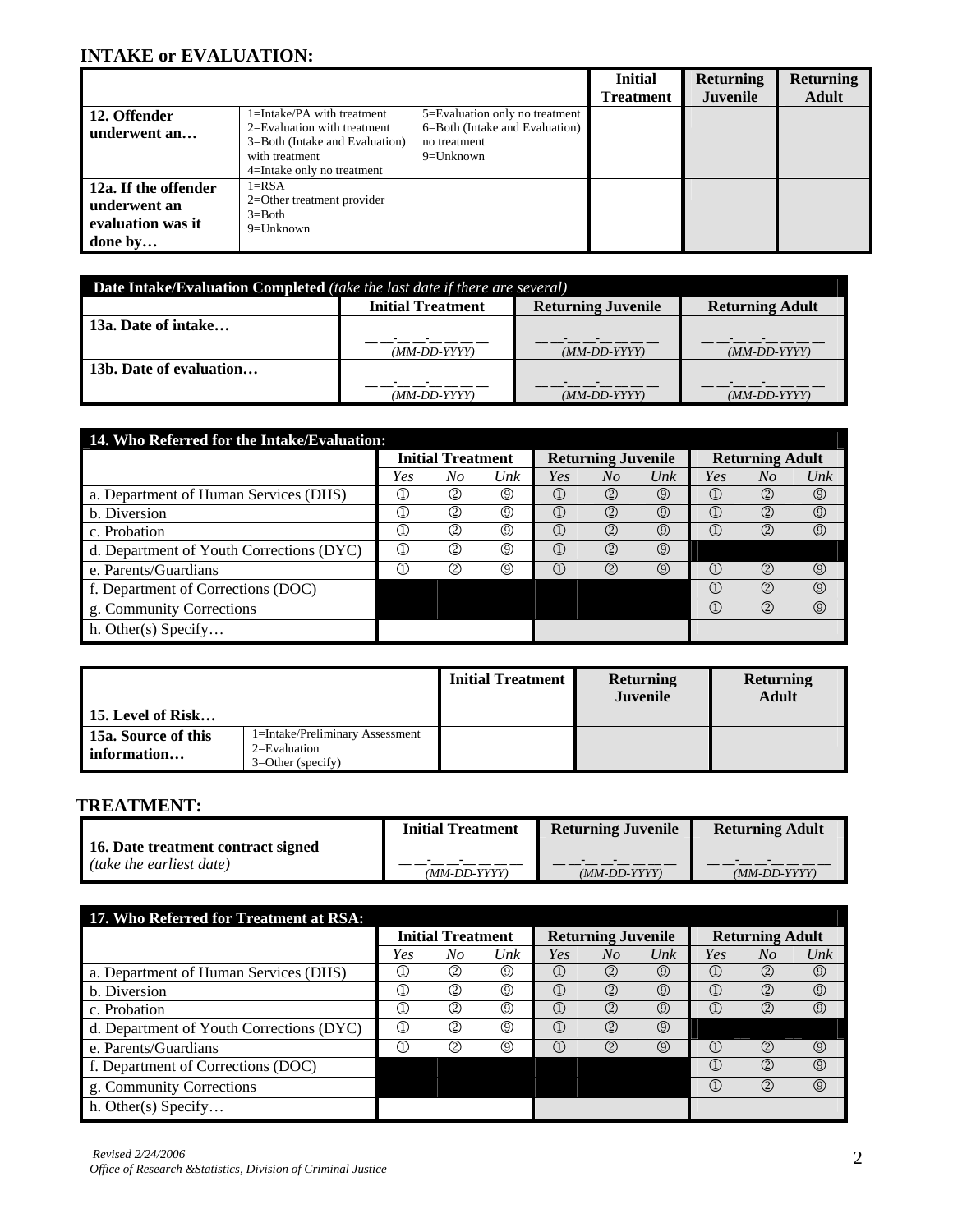## INTAKE or EVALUATION:

| | | | Initial Treatment | Returning Juvenile | Returning Adult |
|---|---|---|---|---|---|
| **12. Offender underwent an…** | 1=Intake/PA with treatment<br>2=Evaluation with treatment<br>3=Both (Intake and Evaluation) with treatment<br>4=Intake only no treatment | 5=Evaluation only no treatment<br>6=Both (Intake and Evaluation) no treatment<br>9=Unknown | | | |
| **12a. If the offender underwent an evaluation was it done by…** | 1=RSA<br>2=Other treatment provider<br>3=Both<br>9=Unknown | | | | |

| **Date Intake/Evaluation Completed** *(take the last date if there are several)* | Initial Treatment | Returning Juvenile | Returning Adult |
|---|---|---|---|
| **13a. Date of intake…** | __ __-__ __-__ __ __ __ *(MM-DD-YYYY)* | __ __-__ __-__ __ __ __ *(MM-DD-YYYY)* | __ __-__ __-__ __ __ __ *(MM-DD-YYYY)* |
| **13b. Date of evaluation…** | __ __-__ __-__ __ __ __ *(MM-DD-YYYY)* | __ __-__ __-__ __ __ __ *(MM-DD-YYYY)* | __ __-__ __-__ __ __ __ *(MM-DD-YYYY)* |

| **14. Who Referred for the Intake/Evaluation:** | Initial Treatment | | | Returning Juvenile | | | Returning Adult | | |
|---|---|---|---|---|---|---|---|---|---|
| | *Yes* | *No* | *Unk* | *Yes* | *No* | *Unk* | *Yes* | *No* | *Unk* |
| a. Department of Human Services (DHS) | ① | ② | ⑨ | ① | ② | ⑨ | ① | ② | ⑨ |
| b. Diversion | ① | ② | ⑨ | ① | ② | ⑨ | ① | ② | ⑨ |
| c. Probation | ① | ② | ⑨ | ① | ② | ⑨ | ① | ② | ⑨ |
| d. Department of Youth Corrections (DYC) | ① | ② | ⑨ | ① | ② | ⑨ | | | |
| e. Parents/Guardians | ① | ② | ⑨ | ① | ② | ⑨ | ① | ② | ⑨ |
| f. Department of Corrections (DOC) | | | | | | | ① | ② | ⑨ |
| g. Community Corrections | | | | | | | ① | ② | ⑨ |
| h. Other(s) Specify… | | | | | | | | | |

| | | Initial Treatment | Returning Juvenile | Returning Adult |
|---|---|---|---|---|
| **15. Level of Risk…** | | | | |
| **15a. Source of this information…** | 1=Intake/Preliminary Assessment<br>2=Evaluation<br>3=Other (specify) | | | |

## TREATMENT:

| | Initial Treatment | Returning Juvenile | Returning Adult |
|---|---|---|---|
| **16. Date treatment contract signed** *(take the earliest date)* | __ __-__ __-__ __ __ __ *(MM-DD-YYYY)* | __ __-__ __-__ __ __ __ *(MM-DD-YYYY)* | __ __-__ __-__ __ __ __ *(MM-DD-YYYY)* |

| **17. Who Referred for Treatment at RSA:** | Initial Treatment | | | Returning Juvenile | | | Returning Adult | | |
|---|---|---|---|---|---|---|---|---|---|
| | *Yes* | *No* | *Unk* | *Yes* | *No* | *Unk* | *Yes* | *No* | *Unk* |
| a. Department of Human Services (DHS) | ① | ② | ⑨ | ① | ② | ⑨ | ① | ② | ⑨ |
| b. Diversion | ① | ② | ⑨ | ① | ② | ⑨ | ① | ② | ⑨ |
| c. Probation | ① | ② | ⑨ | ① | ② | ⑨ | ① | ② | ⑨ |
| d. Department of Youth Corrections (DYC) | ① | ② | ⑨ | ① | ② | ⑨ | | | |
| e. Parents/Guardians | ① | ② | ⑨ | ① | ② | ⑨ | ① | ② | ⑨ |
| f. Department of Corrections (DOC) | | | | | | | ① | ② | ⑨ |
| g. Community Corrections | | | | | | | ① | ② | ⑨ |
| h. Other(s) Specify… | | | | | | | | | |

*Revised 2/24/2006*
*Office of Research &Statistics, Division of Criminal Justice*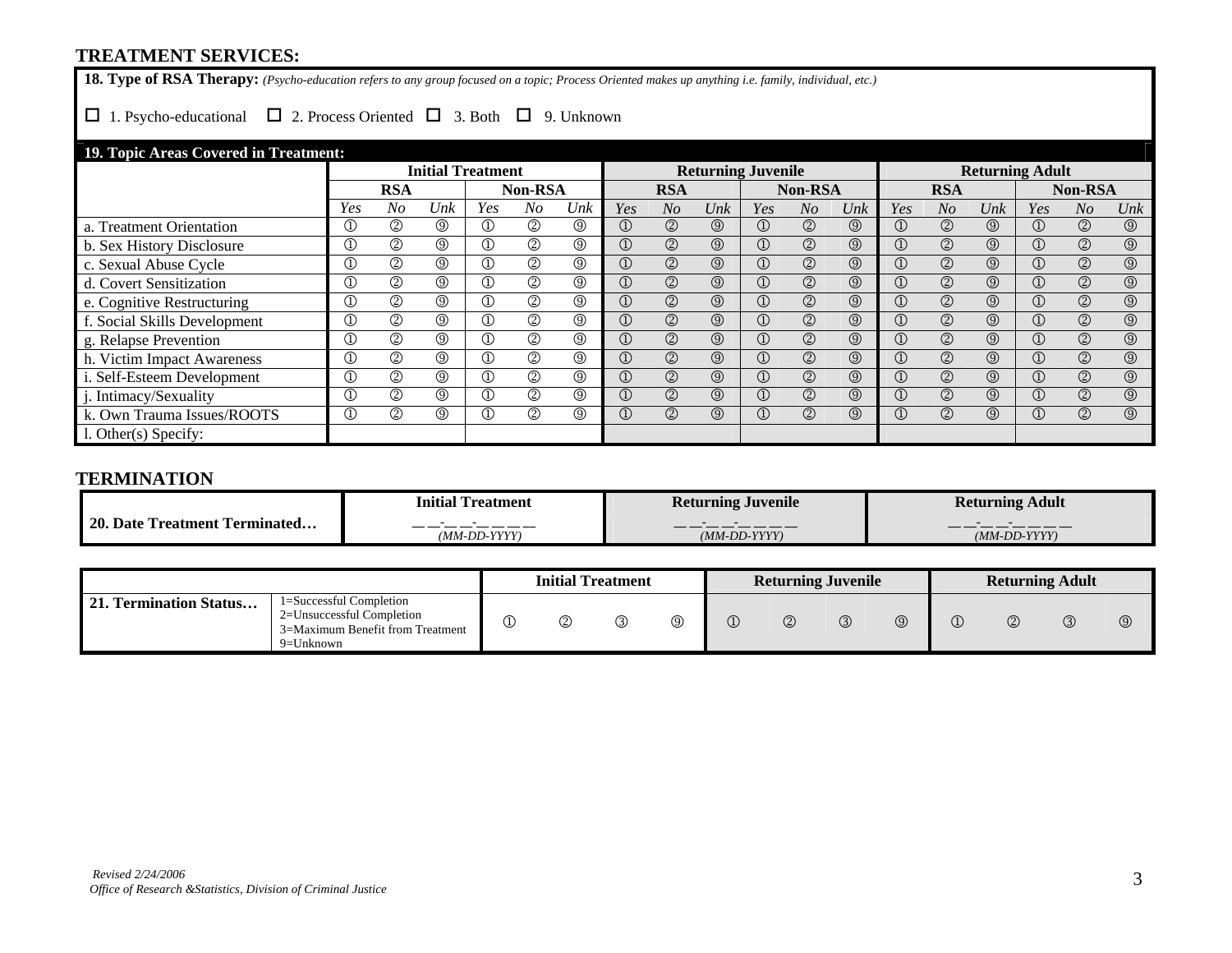## TREATMENT SERVICES:

**18. Type of RSA Therapy:** *(Psycho-education refers to any group focused on a topic; Process Oriented makes up anything i.e. family, individual, etc.)*

☐ 1. Psycho-educational ☐ 2. Process Oriented ☐ 3. Both ☐ 9. Unknown

**19. Topic Areas Covered in Treatment:**

| | Initial Treatment | | | | | | Returning Juvenile | | | | | | Returning Adult | | | | | |
|---|---|---|---|---|---|---|---|---|---|---|---|---|---|---|---|---|---|---|
| | RSA | | | Non-RSA | | | RSA | | | Non-RSA | | | RSA | | | Non-RSA | | |
| | *Yes* | *No* | *Unk* | *Yes* | *No* | *Unk* | *Yes* | *No* | *Unk* | *Yes* | *No* | *Unk* | *Yes* | *No* | *Unk* | *Yes* | *No* | *Unk* |
| a. Treatment Orientation | ① | ② | ⑨ | ① | ② | ⑨ | ① | ② | ⑨ | ① | ② | ⑨ | ① | ② | ⑨ | ① | ② | ⑨ |
| b. Sex History Disclosure | ① | ② | ⑨ | ① | ② | ⑨ | ① | ② | ⑨ | ① | ② | ⑨ | ① | ② | ⑨ | ① | ② | ⑨ |
| c. Sexual Abuse Cycle | ① | ② | ⑨ | ① | ② | ⑨ | ① | ② | ⑨ | ① | ② | ⑨ | ① | ② | ⑨ | ① | ② | ⑨ |
| d. Covert Sensitization | ① | ② | ⑨ | ① | ② | ⑨ | ① | ② | ⑨ | ① | ② | ⑨ | ① | ② | ⑨ | ① | ② | ⑨ |
| e. Cognitive Restructuring | ① | ② | ⑨ | ① | ② | ⑨ | ① | ② | ⑨ | ① | ② | ⑨ | ① | ② | ⑨ | ① | ② | ⑨ |
| f. Social Skills Development | ① | ② | ⑨ | ① | ② | ⑨ | ① | ② | ⑨ | ① | ② | ⑨ | ① | ② | ⑨ | ① | ② | ⑨ |
| g. Relapse Prevention | ① | ② | ⑨ | ① | ② | ⑨ | ① | ② | ⑨ | ① | ② | ⑨ | ① | ② | ⑨ | ① | ② | ⑨ |
| h. Victim Impact Awareness | ① | ② | ⑨ | ① | ② | ⑨ | ① | ② | ⑨ | ① | ② | ⑨ | ① | ② | ⑨ | ① | ② | ⑨ |
| i. Self-Esteem Development | ① | ② | ⑨ | ① | ② | ⑨ | ① | ② | ⑨ | ① | ② | ⑨ | ① | ② | ⑨ | ① | ② | ⑨ |
| j. Intimacy/Sexuality | ① | ② | ⑨ | ① | ② | ⑨ | ① | ② | ⑨ | ① | ② | ⑨ | ① | ② | ⑨ | ① | ② | ⑨ |
| k. Own Trauma Issues/ROOTS | ① | ② | ⑨ | ① | ② | ⑨ | ① | ② | ⑨ | ① | ② | ⑨ | ① | ② | ⑨ | ① | ② | ⑨ |
| l. Other(s) Specify: | | | | | | | | | | | | | | | | | | |

## TERMINATION

| | Initial Treatment | Returning Juvenile | Returning Adult |
|---|---|---|---|
| **20. Date Treatment Terminated…** | __ __-__ __-__ __ __ __ *(MM-DD-YYYY)* | __ __-__ __-__ __ __ __ *(MM-DD-YYYY)* | __ __-__ __-__ __ __ __ *(MM-DD-YYYY)* |

| | | Initial Treatment | | | | Returning Juvenile | | | | Returning Adult | | | |
|---|---|---|---|---|---|---|---|---|---|---|---|---|---|
| **21. Termination Status…** | 1=Successful Completion<br>2=Unsuccessful Completion<br>3=Maximum Benefit from Treatment<br>9=Unknown | ① | ② | ③ | ⑨ | ① | ② | ③ | ⑨ | ① | ② | ③ | ⑨ |

*Revised 2/24/2006*
*Office of Research &Statistics, Division of Criminal Justice*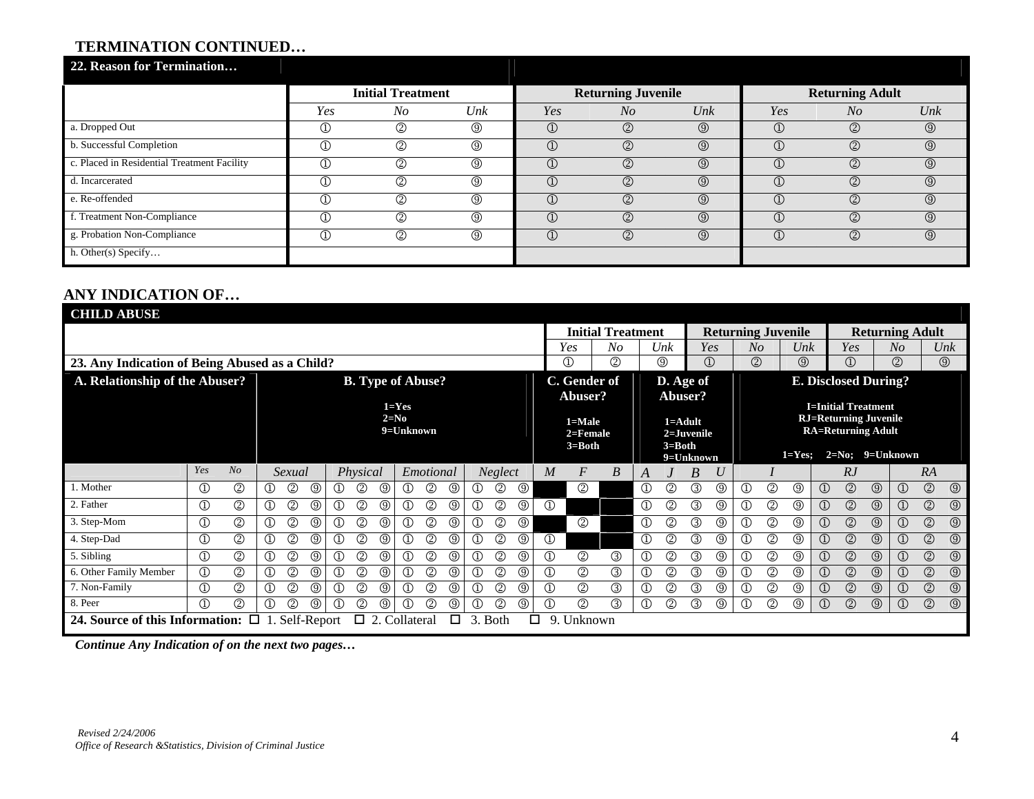## TERMINATION CONTINUED…

| 22. Reason for Termination… | Initial Treatment | | | Returning Juvenile | | | Returning Adult | | |
|---|---|---|---|---|---|---|---|---|---|
| | *Yes* | *No* | *Unk* | *Yes* | *No* | *Unk* | *Yes* | *No* | *Unk* |
| a. Dropped Out | ① | ② | ⑨ | ① | ② | ⑨ | ① | ② | ⑨ |
| b. Successful Completion | ① | ② | ⑨ | ① | ② | ⑨ | ① | ② | ⑨ |
| c. Placed in Residential Treatment Facility | ① | ② | ⑨ | ① | ② | ⑨ | ① | ② | ⑨ |
| d. Incarcerated | ① | ② | ⑨ | ① | ② | ⑨ | ① | ② | ⑨ |
| e. Re-offended | ① | ② | ⑨ | ① | ② | ⑨ | ① | ② | ⑨ |
| f. Treatment Non-Compliance | ① | ② | ⑨ | ① | ② | ⑨ | ① | ② | ⑨ |
| g. Probation Non-Compliance | ① | ② | ⑨ | ① | ② | ⑨ | ① | ② | ⑨ |
| h. Other(s) Specify… | | | | | | | | | |

## ANY INDICATION OF…

### CHILD ABUSE

| | Initial Treatment | | | Returning Juvenile | | | Returning Adult | | |
|---|---|---|---|---|---|---|---|---|---|
| | *Yes* | *No* | *Unk* | *Yes* | *No* | *Unk* | *Yes* | *No* | *Unk* |
| **23. Any Indication of Being Abused as a Child?** | ① | ② | ⑨ | ① | ② | ⑨ | ① | ② | ⑨ |

**A. Relationship of the Abuser?**

**B. Type of Abuse?** 1=Yes, 2=No, 9=Unknown

**C. Gender of Abuser?** 1=Male, 2=Female, 3=Both

**D. Age of Abuser?** 1=Adult, 2=Juvenile, 3=Both, 9=Unknown

**E. Disclosed During?** I=Initial Treatment, RJ=Returning Juvenile, RA=Returning Adult; 1=Yes; 2=No; 9=Unknown

| A. Relationship | Yes | No | Sexual | | | Physical | | | Emotional | | | Neglect | | | *M* | *F* | *B* | *A* | *J* | *B* | *U* | *I* | | | *RJ* | | | *RA* | | |
|---|---|---|---|---|---|---|---|---|---|---|---|---|---|---|---|---|---|---|---|---|---|---|---|---|---|---|---|---|---|---|
| 1. Mother | ① | ② | ① | ② | ⑨ | ① | ② | ⑨ | ① | ② | ⑨ | ① | ② | ⑨ | | ② | | ① | ② | ③ | ⑨ | ① | ② | ⑨ | ① | ② | ⑨ | ① | ② | ⑨ |
| 2. Father | ① | ② | ① | ② | ⑨ | ① | ② | ⑨ | ① | ② | ⑨ | ① | ② | ⑨ | ① | | | ① | ② | ③ | ⑨ | ① | ② | ⑨ | ① | ② | ⑨ | ① | ② | ⑨ |
| 3. Step-Mom | ① | ② | ① | ② | ⑨ | ① | ② | ⑨ | ① | ② | ⑨ | ① | ② | ⑨ | | ② | | ① | ② | ③ | ⑨ | ① | ② | ⑨ | ① | ② | ⑨ | ① | ② | ⑨ |
| 4. Step-Dad | ① | ② | ① | ② | ⑨ | ① | ② | ⑨ | ① | ② | ⑨ | ① | ② | ⑨ | ① | | | ① | ② | ③ | ⑨ | ① | ② | ⑨ | ① | ② | ⑨ | ① | ② | ⑨ |
| 5. Sibling | ① | ② | ① | ② | ⑨ | ① | ② | ⑨ | ① | ② | ⑨ | ① | ② | ⑨ | ① | ② | ③ | ① | ② | ③ | ⑨ | ① | ② | ⑨ | ① | ② | ⑨ | ① | ② | ⑨ |
| 6. Other Family Member | ① | ② | ① | ② | ⑨ | ① | ② | ⑨ | ① | ② | ⑨ | ① | ② | ⑨ | ① | ② | ③ | ① | ② | ③ | ⑨ | ① | ② | ⑨ | ① | ② | ⑨ | ① | ② | ⑨ |
| 7. Non-Family | ① | ② | ① | ② | ⑨ | ① | ② | ⑨ | ① | ② | ⑨ | ① | ② | ⑨ | ① | ② | ③ | ① | ② | ③ | ⑨ | ① | ② | ⑨ | ① | ② | ⑨ | ① | ② | ⑨ |
| 8. Peer | ① | ② | ① | ② | ⑨ | ① | ② | ⑨ | ① | ② | ⑨ | ① | ② | ⑨ | ① | ② | ③ | ① | ② | ③ | ⑨ | ① | ② | ⑨ | ① | ② | ⑨ | ① | ② | ⑨ |

**24. Source of this Information:** ☐ 1. Self-Report ☐ 2. Collateral ☐ 3. Both ☐ 9. Unknown

*Continue Any Indication of on the next two pages…*

*Revised 2/24/2006*
*Office of Research &Statistics, Division of Criminal Justice*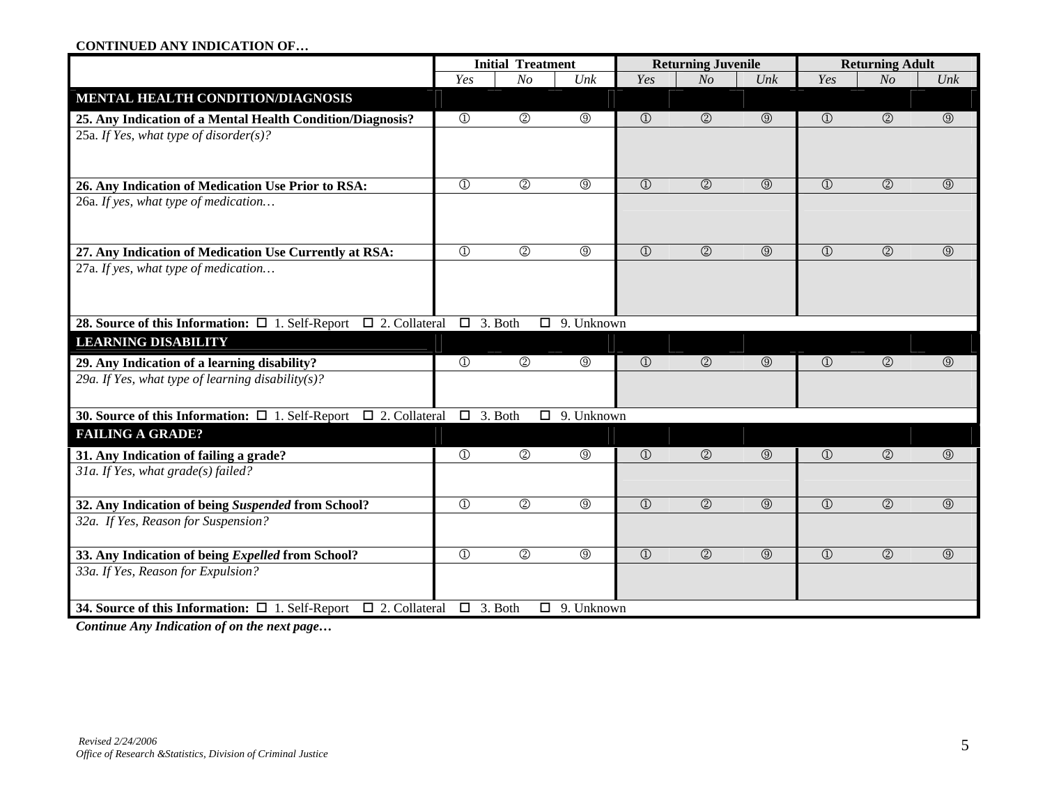**CONTINUED ANY INDICATION OF…**

| | Initial Treatment | | | Returning Juvenile | | | Returning Adult | | |
|---|---|---|---|---|---|---|---|---|---|
| | *Yes* | *No* | *Unk* | *Yes* | *No* | *Unk* | *Yes* | *No* | *Unk* |
| **MENTAL HEALTH CONDITION/DIAGNOSIS** | | | | | | | | | |
| **25. Any Indication of a Mental Health Condition/Diagnosis?** | ① | ② | ⑨ | ① | ② | ⑨ | ① | ② | ⑨ |
| 25a. *If Yes, what type of disorder(s)?* | | | | | | | | | |
| **26. Any Indication of Medication Use Prior to RSA:** | ① | ② | ⑨ | ① | ② | ⑨ | ① | ② | ⑨ |
| 26a. *If yes, what type of medication…* | | | | | | | | | |
| **27. Any Indication of Medication Use Currently at RSA:** | ① | ② | ⑨ | ① | ② | ⑨ | ① | ② | ⑨ |
| 27a. *If yes, what type of medication…* | | | | | | | | | |
| **28. Source of this Information:** ☐ 1. Self-Report ☐ 2. Collateral ☐ 3. Both ☐ 9. Unknown | | | | | | | | | |
| **LEARNING DISABILITY** | | | | | | | | | |
| **29. Any Indication of a learning disability?** | ① | ② | ⑨ | ① | ② | ⑨ | ① | ② | ⑨ |
| *29a. If Yes, what type of learning disability(s)?* | | | | | | | | | |
| **30. Source of this Information:** ☐ 1. Self-Report ☐ 2. Collateral ☐ 3. Both ☐ 9. Unknown | | | | | | | | | |
| **FAILING A GRADE?** | | | | | | | | | |
| **31. Any Indication of failing a grade?** | ① | ② | ⑨ | ① | ② | ⑨ | ① | ② | ⑨ |
| *31a. If Yes, what grade(s) failed?* | | | | | | | | | |
| **32. Any Indication of being *Suspended* from School?** | ① | ② | ⑨ | ① | ② | ⑨ | ① | ② | ⑨ |
| *32a. If Yes, Reason for Suspension?* | | | | | | | | | |
| **33. Any Indication of being *Expelled* from School?** | ① | ② | ⑨ | ① | ② | ⑨ | ① | ② | ⑨ |
| *33a. If Yes, Reason for Expulsion?* | | | | | | | | | |
| **34. Source of this Information:** ☐ 1. Self-Report ☐ 2. Collateral ☐ 3. Both ☐ 9. Unknown | | | | | | | | | |

***Continue Any Indication of on the next page…***

*Revised 2/24/2006*
*Office of Research &Statistics, Division of Criminal Justice*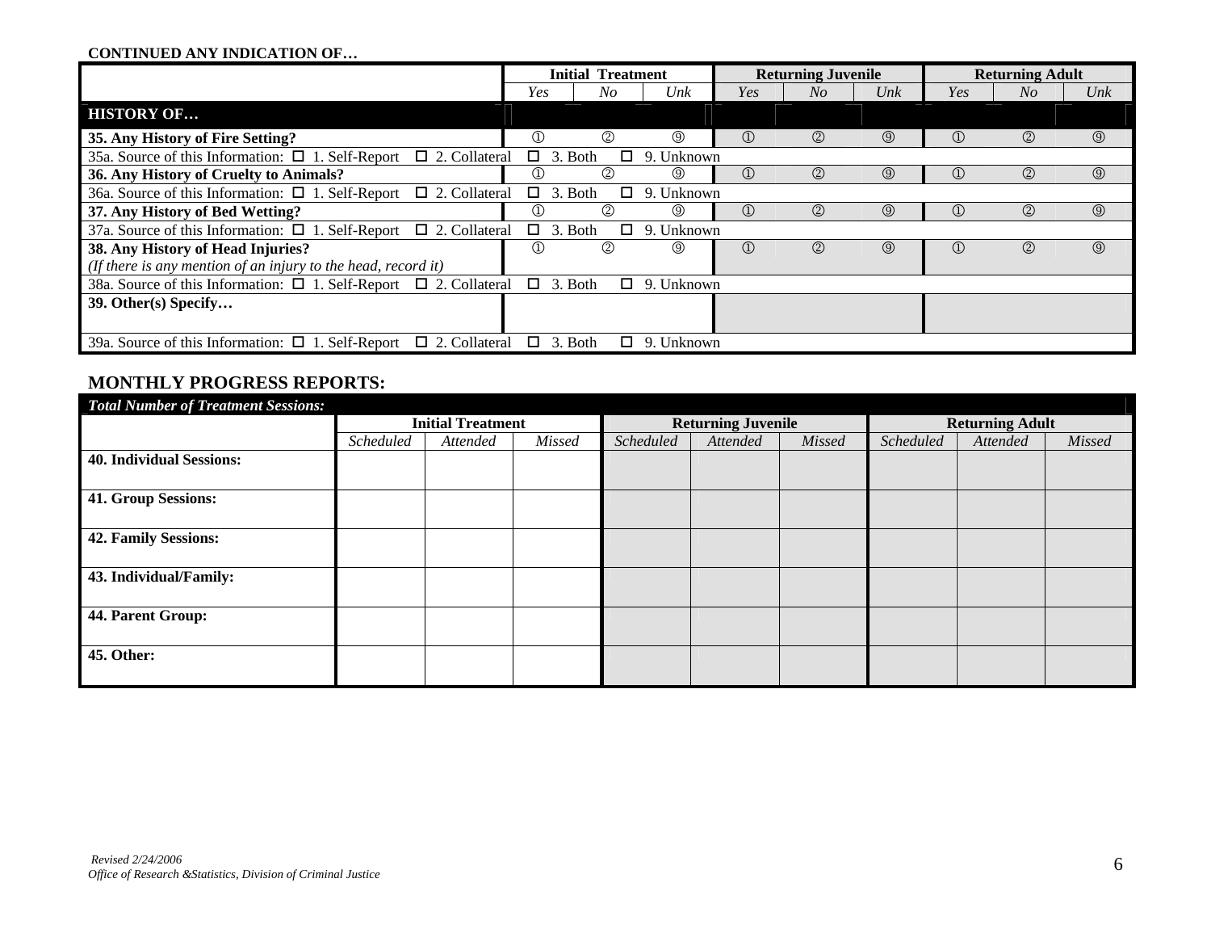**CONTINUED ANY INDICATION OF…**

| | Initial Treatment | | | Returning Juvenile | | | Returning Adult | | |
|---|---|---|---|---|---|---|---|---|---|
| | *Yes* | *No* | *Unk* | *Yes* | *No* | *Unk* | *Yes* | *No* | *Unk* |
| **HISTORY OF…** | | | | | | | | | |
| **35. Any History of Fire Setting?** | ① | ② | ⑨ | ① | ② | ⑨ | ① | ② | ⑨ |
| 35a. Source of this Information: ☐ 1. Self-Report ☐ 2. Collateral ☐ 3. Both ☐ 9. Unknown | | | | | | | | | |
| **36. Any History of Cruelty to Animals?** | ① | ② | ⑨ | ① | ② | ⑨ | ① | ② | ⑨ |
| 36a. Source of this Information: ☐ 1. Self-Report ☐ 2. Collateral ☐ 3. Both ☐ 9. Unknown | | | | | | | | | |
| **37. Any History of Bed Wetting?** | ① | ② | ⑨ | ① | ② | ⑨ | ① | ② | ⑨ |
| 37a. Source of this Information: ☐ 1. Self-Report ☐ 2. Collateral ☐ 3. Both ☐ 9. Unknown | | | | | | | | | |
| **38. Any History of Head Injuries?** *(If there is any mention of an injury to the head, record it)* | ① | ② | ⑨ | ① | ② | ⑨ | ① | ② | ⑨ |
| 38a. Source of this Information: ☐ 1. Self-Report ☐ 2. Collateral ☐ 3. Both ☐ 9. Unknown | | | | | | | | | |
| **39. Other(s) Specify…** | | | | | | | | | |
| 39a. Source of this Information: ☐ 1. Self-Report ☐ 2. Collateral ☐ 3. Both ☐ 9. Unknown | | | | | | | | | |

## MONTHLY PROGRESS REPORTS:

***Total Number of Treatment Sessions:***

| | Initial Treatment | | | Returning Juvenile | | | Returning Adult | | |
|---|---|---|---|---|---|---|---|---|---|
| | *Scheduled* | *Attended* | *Missed* | *Scheduled* | *Attended* | *Missed* | *Scheduled* | *Attended* | *Missed* |
| **40. Individual Sessions:** | | | | | | | | | |
| **41. Group Sessions:** | | | | | | | | | |
| **42. Family Sessions:** | | | | | | | | | |
| **43. Individual/Family:** | | | | | | | | | |
| **44. Parent Group:** | | | | | | | | | |
| **45. Other:** | | | | | | | | | |

*Revised 2/24/2006*
*Office of Research &Statistics, Division of Criminal Justice*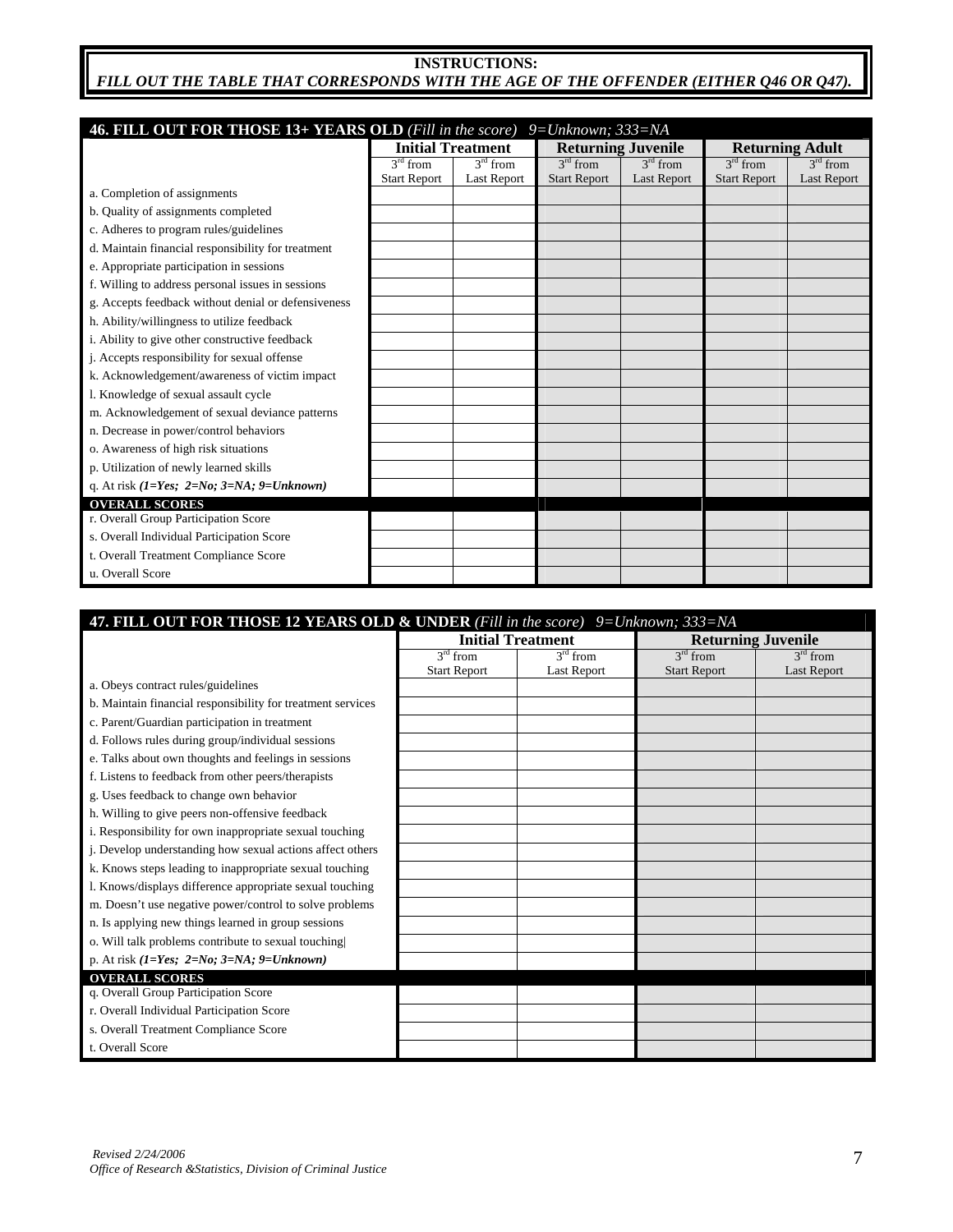**INSTRUCTIONS:**
***FILL OUT THE TABLE THAT CORRESPONDS WITH THE AGE OF THE OFFENDER (EITHER Q46 OR Q47).***

**46. FILL OUT FOR THOSE 13+ YEARS OLD** *(Fill in the score) 9=Unknown; 333=NA*

| | Initial Treatment | | Returning Juvenile | | Returning Adult | |
|---|---|---|---|---|---|---|
| | 3rd from Start Report | 3rd from Last Report | 3rd from Start Report | 3rd from Last Report | 3rd from Start Report | 3rd from Last Report |
| a. Completion of assignments | | | | | | |
| b. Quality of assignments completed | | | | | | |
| c. Adheres to program rules/guidelines | | | | | | |
| d. Maintain financial responsibility for treatment | | | | | | |
| e. Appropriate participation in sessions | | | | | | |
| f. Willing to address personal issues in sessions | | | | | | |
| g. Accepts feedback without denial or defensiveness | | | | | | |
| h. Ability/willingness to utilize feedback | | | | | | |
| i. Ability to give other constructive feedback | | | | | | |
| j. Accepts responsibility for sexual offense | | | | | | |
| k. Acknowledgement/awareness of victim impact | | | | | | |
| l. Knowledge of sexual assault cycle | | | | | | |
| m. Acknowledgement of sexual deviance patterns | | | | | | |
| n. Decrease in power/control behaviors | | | | | | |
| o. Awareness of high risk situations | | | | | | |
| p. Utilization of newly learned skills | | | | | | |
| q. At risk ***(1=Yes; 2=No; 3=NA; 9=Unknown)*** | | | | | | |
| **OVERALL SCORES** | | | | | | |
| r. Overall Group Participation Score | | | | | | |
| s. Overall Individual Participation Score | | | | | | |
| t. Overall Treatment Compliance Score | | | | | | |
| u. Overall Score | | | | | | |

**47. FILL OUT FOR THOSE 12 YEARS OLD & UNDER** *(Fill in the score) 9=Unknown; 333=NA*

| | Initial Treatment | | Returning Juvenile | |
|---|---|---|---|---|
| | 3rd from Start Report | 3rd from Last Report | 3rd from Start Report | 3rd from Last Report |
| a. Obeys contract rules/guidelines | | | | |
| b. Maintain financial responsibility for treatment services | | | | |
| c. Parent/Guardian participation in treatment | | | | |
| d. Follows rules during group/individual sessions | | | | |
| e. Talks about own thoughts and feelings in sessions | | | | |
| f. Listens to feedback from other peers/therapists | | | | |
| g. Uses feedback to change own behavior | | | | |
| h. Willing to give peers non-offensive feedback | | | | |
| i. Responsibility for own inappropriate sexual touching | | | | |
| j. Develop understanding how sexual actions affect others | | | | |
| k. Knows steps leading to inappropriate sexual touching | | | | |
| l. Knows/displays difference appropriate sexual touching | | | | |
| m. Doesn't use negative power/control to solve problems | | | | |
| n. Is applying new things learned in group sessions | | | | |
| o. Will talk problems contribute to sexual touching | | | | |
| p. At risk ***(1=Yes; 2=No; 3=NA; 9=Unknown)*** | | | | |
| **OVERALL SCORES** | | | | |
| q. Overall Group Participation Score | | | | |
| r. Overall Individual Participation Score | | | | |
| s. Overall Treatment Compliance Score | | | | |
| t. Overall Score | | | | |

*Revised 2/24/2006*
*Office of Research &Statistics, Division of Criminal Justice*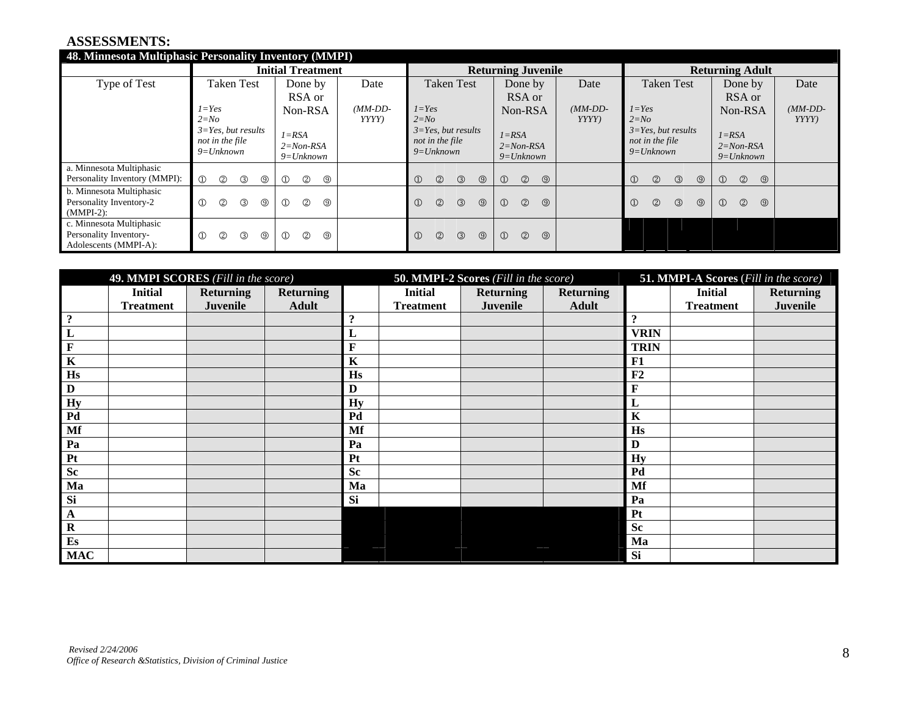## ASSESSMENTS:

**48. Minnesota Multiphasic Personality Inventory (MMPI)**

| Type of Test | Initial Treatment | | | Returning Juvenile | | | Returning Adult | | |
|---|---|---|---|---|---|---|---|---|---|
| | Taken Test<br>*1=Yes*<br>*2=No*<br>*3=Yes, but results not in the file*<br>*9=Unknown* | Done by RSA or Non-RSA<br>*1=RSA*<br>*2=Non-RSA*<br>*9=Unknown* | Date<br>*(MM-DD-YYYY)* | Taken Test<br>*1=Yes*<br>*2=No*<br>*3=Yes, but results not in the file*<br>*9=Unknown* | Done by RSA or Non-RSA<br>*1=RSA*<br>*2=Non-RSA*<br>*9=Unknown* | Date<br>*(MM-DD-YYYY)* | Taken Test<br>*1=Yes*<br>*2=No*<br>*3=Yes, but results not in the file*<br>*9=Unknown* | Done by RSA or Non-RSA<br>*1=RSA*<br>*2=Non-RSA*<br>*9=Unknown* | Date<br>*(MM-DD-YYYY)* |
| a. Minnesota Multiphasic Personality Inventory (MMPI): | ① ② ③ ⑨ | ① ② ⑨ | | ① ② ③ ⑨ | ① ② ⑨ | | ① ② ③ ⑨ | ① ② ⑨ | |
| b. Minnesota Multiphasic Personality Inventory-2 (MMPI-2): | ① ② ③ ⑨ | ① ② ⑨ | | ① ② ③ ⑨ | ① ② ⑨ | | ① ② ③ ⑨ | ① ② ⑨ | |
| c. Minnesota Multiphasic Personality Inventory-Adolescents (MMPI-A): | ① ② ③ ⑨ | ① ② ⑨ | | ① ② ③ ⑨ | ① ② ⑨ | | | | |

**49. MMPI SCORES** *(Fill in the score)*

| | Initial Treatment | Returning Juvenile | Returning Adult |
|---|---|---|---|
| ? | | | |
| L | | | |
| F | | | |
| K | | | |
| Hs | | | |
| D | | | |
| Hy | | | |
| Pd | | | |
| Mf | | | |
| Pa | | | |
| Pt | | | |
| Sc | | | |
| Ma | | | |
| Si | | | |
| A | | | |
| R | | | |
| Es | | | |
| MAC | | | |

**50. MMPI-2 Scores** *(Fill in the score)*

| | Initial Treatment | Returning Juvenile | Returning Adult |
|---|---|---|---|
| ? | | | |
| L | | | |
| F | | | |
| K | | | |
| Hs | | | |
| D | | | |
| Hy | | | |
| Pd | | | |
| Mf | | | |
| Pa | | | |
| Pt | | | |
| Sc | | | |
| Ma | | | |
| Si | | | |

**51. MMPI-A Scores** *(Fill in the score)*

| | Initial Treatment | Returning Juvenile |
|---|---|---|
| ? | | |
| VRIN | | |
| TRIN | | |
| F1 | | |
| F2 | | |
| F | | |
| L | | |
| K | | |
| Hs | | |
| D | | |
| Hy | | |
| Pd | | |
| Mf | | |
| Pa | | |
| Pt | | |
| Sc | | |
| Ma | | |
| Si | | |

*Revised 2/24/2006*
*Office of Research &Statistics, Division of Criminal Justice*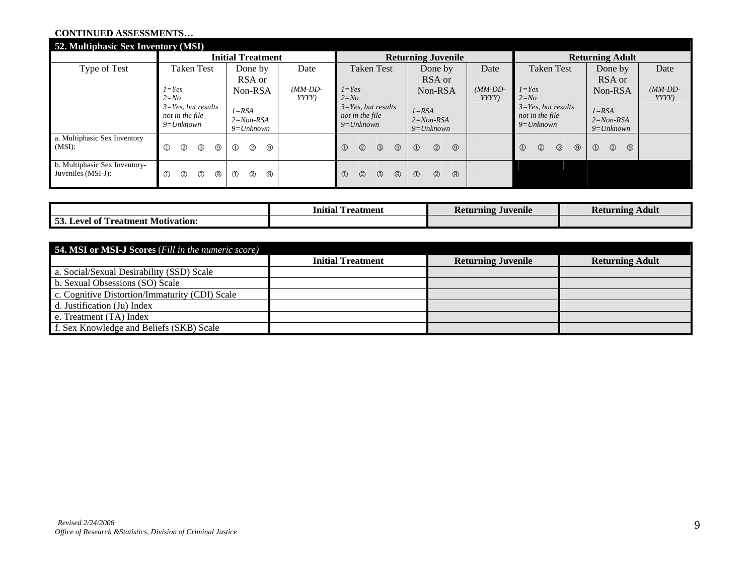**CONTINUED ASSESSMENTS…**

**52. Multiphasic Sex Inventory (MSI)**

| | **Initial Treatment** | | | **Returning Juvenile** | | | **Returning Adult** | | |
|---|---|---|---|---|---|---|---|---|---|
| Type of Test | Taken Test<br>*1=Yes*<br>*2=No*<br>*3=Yes, but results not in the file*<br>*9=Unknown* | Done by RSA or Non-RSA<br>*1=RSA*<br>*2=Non-RSA*<br>*9=Unknown* | Date<br>*(MM-DD-YYYY)* | Taken Test<br>*1=Yes*<br>*2=No*<br>*3=Yes, but results not in the file*<br>*9=Unknown* | Done by RSA or Non-RSA<br>*1=RSA*<br>*2=Non-RSA*<br>*9=Unknown* | Date<br>*(MM-DD-YYYY)* | Taken Test<br>*1=Yes*<br>*2=No*<br>*3=Yes, but results not in the file*<br>*9=Unknown* | Done by RSA or Non-RSA<br>*1=RSA*<br>*2=Non-RSA*<br>*9=Unknown* | Date<br>*(MM-DD-YYYY)* |
| a. Multiphasic Sex Inventory (MSI): | ① ② ③ ⑨ | ① ② ⑨ | | ① ② ③ ⑨ | ① ② ⑨ | | ① ② ③ ⑨ | ① ② ⑨ | |
| b. Multiphasic Sex Inventory-Juveniles (MSI-J): | ① ② ③ ⑨ | ① ② ⑨ | | ① ② ③ ⑨ | ① ② ⑨ | | | | |

| | **Initial Treatment** | **Returning Juvenile** | **Returning Adult** |
|---|---|---|---|
| **53. Level of Treatment Motivation:** | | | |

**54. MSI or MSI-J Scores** (*Fill in the numeric score)*

| | **Initial Treatment** | **Returning Juvenile** | **Returning Adult** |
|---|---|---|---|
| a. Social/Sexual Desirability (SSD) Scale | | | |
| b. Sexual Obsessions (SO) Scale | | | |
| c. Cognitive Distortion/Immaturity (CDI) Scale | | | |
| d. Justification (Ju) Index | | | |
| e. Treatment (TA) Index | | | |
| f. Sex Knowledge and Beliefs (SKB) Scale | | | |

*Revised 2/24/2006*
*Office of Research &Statistics, Division of Criminal Justice*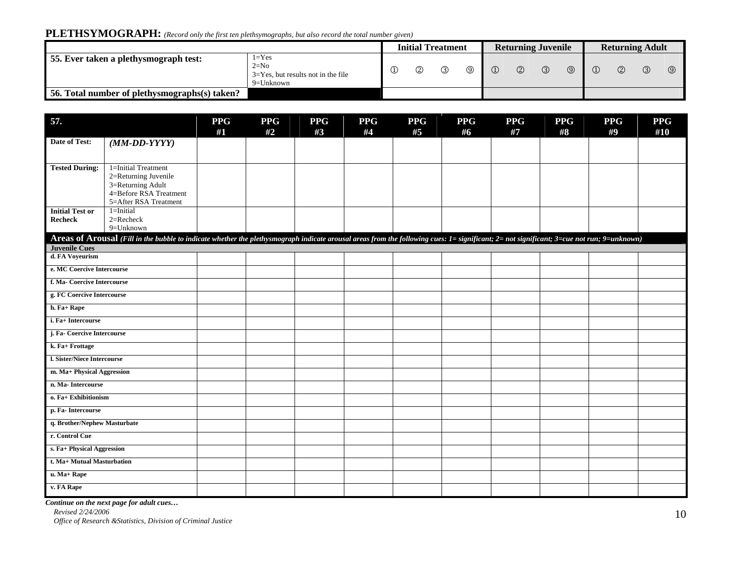## PLETHSYMOGRAPH: *(Record only the first ten plethsymographs, but also record the total number given)*

| | | Initial Treatment | | | | Returning Juvenile | | | | Returning Adult | | | |
|---|---|---|---|---|---|---|---|---|---|---|---|---|---|
| **55. Ever taken a plethysmograph test:** | 1=Yes<br>2=No<br>3=Yes, but results not in the file<br>9=Unknown | ① | ② | ③ | ⑨ | ① | ② | ③ | ⑨ | ① | ② | ③ | ⑨ |
| **56. Total number of plethysmographs(s) taken?** | | | | | | | | | | | | | |

| **57.** | | **PPG #1** | **PPG #2** | **PPG #3** | **PPG #4** | **PPG #5** | **PPG #6** | **PPG #7** | **PPG #8** | **PPG #9** | **PPG #10** |
|---|---|---|---|---|---|---|---|---|---|---|---|
| **Date of Test:** | ***(MM-DD-YYYY)*** | | | | | | | | | | |
| **Tested During:** | 1=Initial Treatment<br>2=Returning Juvenile<br>3=Returning Adult<br>4=Before RSA Treatment<br>5=After RSA Treatment | | | | | | | | | | |
| **Initial Test or Recheck** | 1=Initial<br>2=Recheck<br>9=Unknown | | | | | | | | | | |
| **Areas of Arousal** *(Fill in the bubble to indicate whether the plethysmograph indicate arousal areas from the following cues: 1= significant; 2= not significant; 3=cue not run; 9=unknown)* | | | | | | | | | | | |
| **Juvenile Cues** | | | | | | | | | | | |
| **d. FA Voyeurism** | | | | | | | | | | | |
| **e. MC Coercive Intercourse** | | | | | | | | | | | |
| **f. Ma- Coercive Intercourse** | | | | | | | | | | | |
| **g. FC Coercive Intercourse** | | | | | | | | | | | |
| **h. Fa+ Rape** | | | | | | | | | | | |
| **i. Fa+ Intercourse** | | | | | | | | | | | |
| **j. Fa- Coercive Intercourse** | | | | | | | | | | | |
| **k. Fa+ Frottage** | | | | | | | | | | | |
| **l. Sister/Niece Intercourse** | | | | | | | | | | | |
| **m. Ma+ Physical Aggression** | | | | | | | | | | | |
| **n. Ma- Intercourse** | | | | | | | | | | | |
| **o. Fa+ Exhibitionism** | | | | | | | | | | | |
| **p. Fa- Intercourse** | | | | | | | | | | | |
| **q. Brother/Nephew Masturbate** | | | | | | | | | | | |
| **r. Control Cue** | | | | | | | | | | | |
| **s. Fa+ Physical Aggression** | | | | | | | | | | | |
| **t. Ma+ Mutual Masturbation** | | | | | | | | | | | |
| **u. Ma+ Rape** | | | | | | | | | | | |
| **v. FA Rape** | | | | | | | | | | | |

***Continue on the next page for adult cues…***

*Revised 2/24/2006*
*Office of Research &Statistics, Division of Criminal Justice*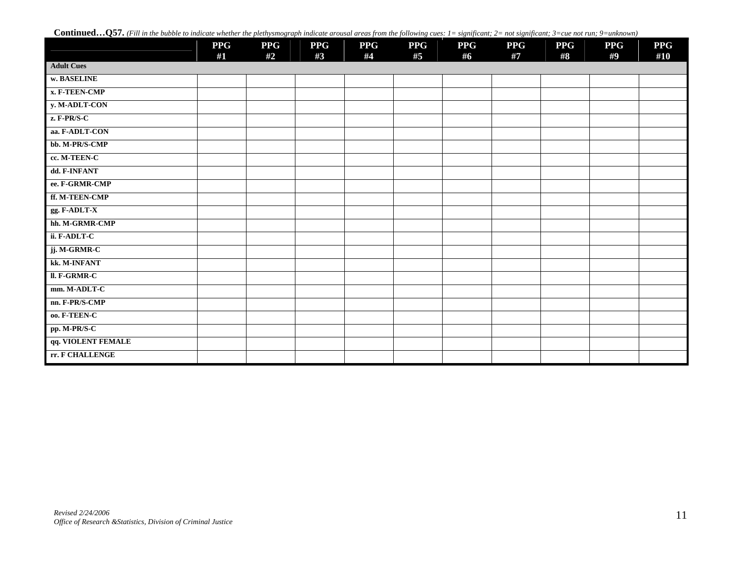**Continued…Q57.** *(Fill in the bubble to indicate whether the plethysmograph indicate arousal areas from the following cues: 1= significant; 2= not significant; 3=cue not run; 9=unknown)*

| | PPG #1 | PPG #2 | PPG #3 | PPG #4 | PPG #5 | PPG #6 | PPG #7 | PPG #8 | PPG #9 | PPG #10 |
|---|---|---|---|---|---|---|---|---|---|---|
| **Adult Cues** | | | | | | | | | | |
| **w. BASELINE** | | | | | | | | | | |
| **x. F-TEEN-CMP** | | | | | | | | | | |
| **y. M-ADLT-CON** | | | | | | | | | | |
| **z. F-PR/S-C** | | | | | | | | | | |
| **aa. F-ADLT-CON** | | | | | | | | | | |
| **bb. M-PR/S-CMP** | | | | | | | | | | |
| **cc. M-TEEN-C** | | | | | | | | | | |
| **dd. F-INFANT** | | | | | | | | | | |
| **ee. F-GRMR-CMP** | | | | | | | | | | |
| **ff. M-TEEN-CMP** | | | | | | | | | | |
| **gg. F-ADLT-X** | | | | | | | | | | |
| **hh. M-GRMR-CMP** | | | | | | | | | | |
| **ii. F-ADLT-C** | | | | | | | | | | |
| **jj. M-GRMR-C** | | | | | | | | | | |
| **kk. M-INFANT** | | | | | | | | | | |
| **ll. F-GRMR-C** | | | | | | | | | | |
| **mm. M-ADLT-C** | | | | | | | | | | |
| **nn. F-PR/S-CMP** | | | | | | | | | | |
| **oo. F-TEEN-C** | | | | | | | | | | |
| **pp. M-PR/S-C** | | | | | | | | | | |
| **qq. VIOLENT FEMALE** | | | | | | | | | | |
| **rr. F CHALLENGE** | | | | | | | | | | |

*Revised 2/24/2006*
*Office of Research &Statistics, Division of Criminal Justice*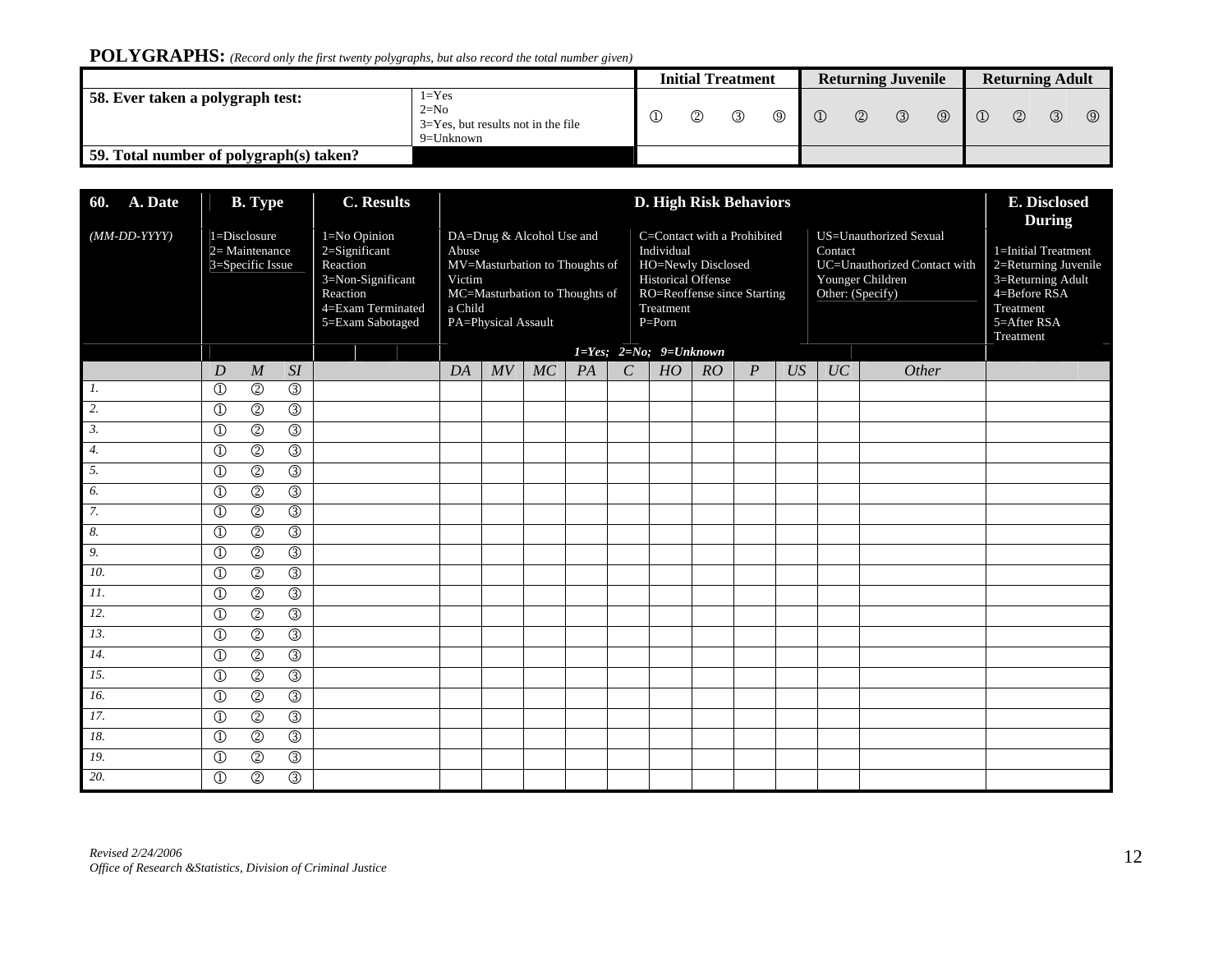## POLYGRAPHS: *(Record only the first twenty polygraphs, but also record the total number given)*

| | | Initial Treatment | | | | Returning Juvenile | | | | Returning Adult | | | |
|---|---|---|---|---|---|---|---|---|---|---|---|---|---|
| **58. Ever taken a polygraph test:** | 1=Yes<br>2=No<br>3=Yes, but results not in the file<br>9=Unknown | ① | ② | ③ | ⑨ | ① | ② | ③ | ⑨ | ① | ② | ③ | ⑨ |
| **59. Total number of polygraph(s) taken?** | | | | | | | | | | | | | |

| 60. A. Date | B. Type | | | C. Results | D. High Risk Behaviors | | | | | | | | | | | | E. Disclosed During |
|---|---|---|---|---|---|---|---|---|---|---|---|---|---|---|---|---|---|
| *(MM-DD-YYYY)* | 1=Disclosure<br>2= Maintenance<br>3=Specific Issue | | | 1=No Opinion<br>2=Significant Reaction<br>3=Non-Significant Reaction<br>4=Exam Terminated<br>5=Exam Sabotaged | DA=Drug & Alcohol Use and Abuse<br>MV=Masturbation to Thoughts of Victim<br>MC=Masturbation to Thoughts of a Child<br>PA=Physical Assault | | | | C=Contact with a Prohibited Individual<br>HO=Newly Disclosed Historical Offense<br>RO=Reoffense since Starting Treatment<br>P=Porn | | | | US=Unauthorized Sexual Contact<br>UC=Unauthorized Contact with Younger Children<br>Other: (Specify) | | | | 1=Initial Treatment<br>2=Returning Juvenile<br>3=Returning Adult<br>4=Before RSA Treatment<br>5=After RSA Treatment |
| | | | | | *1=Yes; 2=No; 9=Unknown* | | | | | | | | | | | | |
| | *D* | *M* | *SI* | | *DA* | *MV* | *MC* | *PA* | *C* | *HO* | *RO* | *P* | *US* | *UC* | *Other* | | |
| *1.* | ① | ② | ③ | | | | | | | | | | | | | | |
| *2.* | ① | ② | ③ | | | | | | | | | | | | | | |
| *3.* | ① | ② | ③ | | | | | | | | | | | | | | |
| *4.* | ① | ② | ③ | | | | | | | | | | | | | | |
| *5.* | ① | ② | ③ | | | | | | | | | | | | | | |
| *6.* | ① | ② | ③ | | | | | | | | | | | | | | |
| *7.* | ① | ② | ③ | | | | | | | | | | | | | | |
| *8.* | ① | ② | ③ | | | | | | | | | | | | | | |
| *9.* | ① | ② | ③ | | | | | | | | | | | | | | |
| *10.* | ① | ② | ③ | | | | | | | | | | | | | | |
| *11.* | ① | ② | ③ | | | | | | | | | | | | | | |
| *12.* | ① | ② | ③ | | | | | | | | | | | | | | |
| *13.* | ① | ② | ③ | | | | | | | | | | | | | | |
| *14.* | ① | ② | ③ | | | | | | | | | | | | | | |
| *15.* | ① | ② | ③ | | | | | | | | | | | | | | |
| *16.* | ① | ② | ③ | | | | | | | | | | | | | | |
| *17.* | ① | ② | ③ | | | | | | | | | | | | | | |
| *18.* | ① | ② | ③ | | | | | | | | | | | | | | |
| *19.* | ① | ② | ③ | | | | | | | | | | | | | | |
| *20.* | ① | ② | ③ | | | | | | | | | | | | | | |

*Revised 2/24/2006*
*Office of Research &Statistics, Division of Criminal Justice*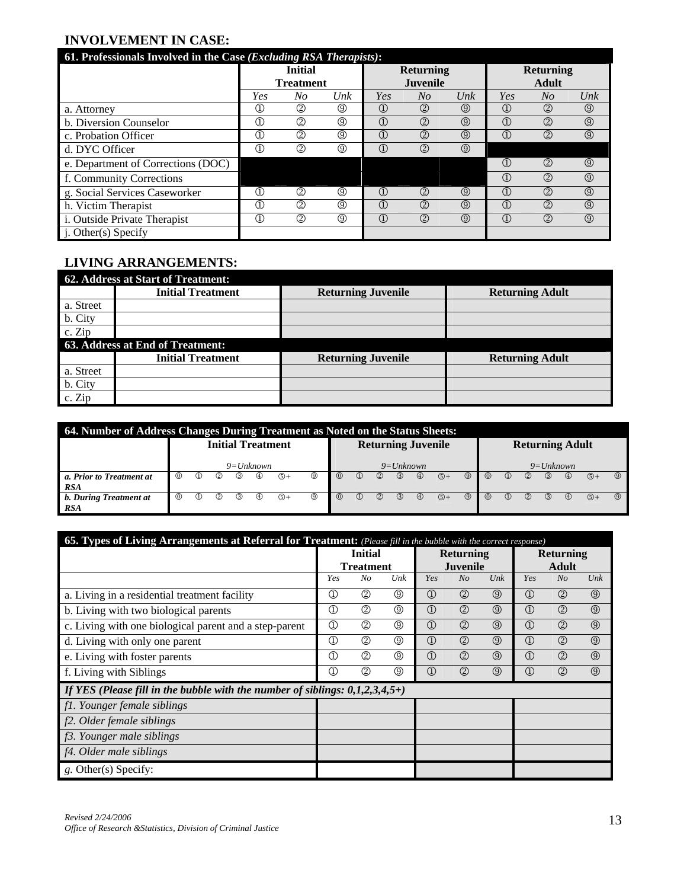## INVOLVEMENT IN CASE:

| 61. Professionals Involved in the Case *(Excluding RSA Therapists)*: | Initial Treatment | | | Returning Juvenile | | | Returning Adult | | |
|---|---|---|---|---|---|---|---|---|---|
| | *Yes* | *No* | *Unk* | *Yes* | *No* | *Unk* | *Yes* | *No* | *Unk* |
| a. Attorney | ① | ② | ⑨ | ① | ② | ⑨ | ① | ② | ⑨ |
| b. Diversion Counselor | ① | ② | ⑨ | ① | ② | ⑨ | ① | ② | ⑨ |
| c. Probation Officer | ① | ② | ⑨ | ① | ② | ⑨ | ① | ② | ⑨ |
| d. DYC Officer | ① | ② | ⑨ | ① | ② | ⑨ | | | |
| e. Department of Corrections (DOC) | | | | | | | ① | ② | ⑨ |
| f. Community Corrections | | | | | | | ① | ② | ⑨ |
| g. Social Services Caseworker | ① | ② | ⑨ | ① | ② | ⑨ | ① | ② | ⑨ |
| h. Victim Therapist | ① | ② | ⑨ | ① | ② | ⑨ | ① | ② | ⑨ |
| i. Outside Private Therapist | ① | ② | ⑨ | ① | ② | ⑨ | ① | ② | ⑨ |
| j. Other(s) Specify | | | | | | | | | |

## LIVING ARRANGEMENTS:

| 62. Address at Start of Treatment: | Initial Treatment | Returning Juvenile | Returning Adult |
|---|---|---|---|
| a. Street | | | |
| b. City | | | |
| c. Zip | | | |

| 63. Address at End of Treatment: | Initial Treatment | Returning Juvenile | Returning Adult |
|---|---|---|---|
| a. Street | | | |
| b. City | | | |
| c. Zip | | | |

| 64. Number of Address Changes During Treatment as Noted on the Status Sheets: | Initial Treatment (9=Unknown) | Returning Juvenile (9=Unknown) | Returning Adult (9=Unknown) |
|---|---|---|---|
| ***a. Prior to Treatment at RSA*** | ⓪ ① ② ③ ④ ⑤+ ⑨ | ⓪ ① ② ③ ④ ⑤+ ⑨ | ⓪ ① ② ③ ④ ⑤+ ⑨ |
| ***b. During Treatment at RSA*** | ⓪ ① ② ③ ④ ⑤+ ⑨ | ⓪ ① ② ③ ④ ⑤+ ⑨ | ⓪ ① ② ③ ④ ⑤+ ⑨ |

| 65. Types of Living Arrangements at Referral for Treatment: *(Please fill in the bubble with the correct response)* | Initial Treatment | | | Returning Juvenile | | | Returning Adult | | |
|---|---|---|---|---|---|---|---|---|---|
| | *Yes* | *No* | *Unk* | *Yes* | *No* | *Unk* | *Yes* | *No* | *Unk* |
| a. Living in a residential treatment facility | ① | ② | ⑨ | ① | ② | ⑨ | ① | ② | ⑨ |
| b. Living with two biological parents | ① | ② | ⑨ | ① | ② | ⑨ | ① | ② | ⑨ |
| c. Living with one biological parent and a step-parent | ① | ② | ⑨ | ① | ② | ⑨ | ① | ② | ⑨ |
| d. Living with only one parent | ① | ② | ⑨ | ① | ② | ⑨ | ① | ② | ⑨ |
| e. Living with foster parents | ① | ② | ⑨ | ① | ② | ⑨ | ① | ② | ⑨ |
| f. Living with Siblings | ① | ② | ⑨ | ① | ② | ⑨ | ① | ② | ⑨ |
| ***If YES (Please fill in the bubble with the number of siblings: 0,1,2,3,4,5+)*** | | | | | | | | | |
| *f1. Younger female siblings* | | | | | | | | | |
| *f2. Older female siblings* | | | | | | | | | |
| *f3. Younger male siblings* | | | | | | | | | |
| *f4. Older male siblings* | | | | | | | | | |
| *g.* Other(s) Specify: | | | | | | | | | |

*Revised 2/24/2006*
*Office of Research &Statistics, Division of Criminal Justice*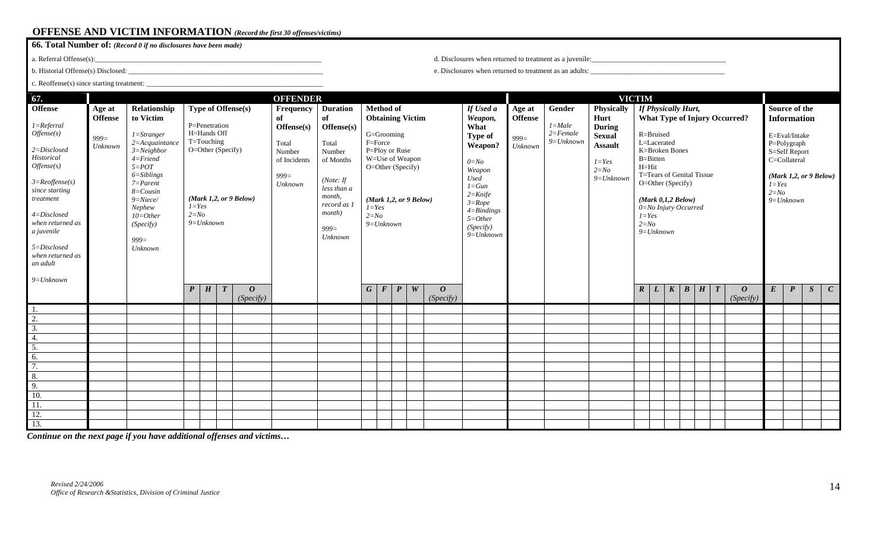## OFFENSE AND VICTIM INFORMATION *(Record the first 30 offenses/victims)*

**66. Total Number of:** *(Record 0 if no disclosures have been made)*

a. Referral Offense(s):___________________________________

b. Historial Offense(s) Disclosed: ___________________________________

c. Reoffense(s) since starting treatment: ___________________________________

d. Disclosures when returned to treatment as a juvenile:___________________________________

e. Disclosures when returned to treatment as an adults: ___________________________________

**67.**

| | OFFENDER | | | | | | | | | | | | | | | | VICTIM | | | | | | | | | | | | | | | |
|---|---|---|---|---|---|---|---|---|---|---|---|---|---|---|---|---|---|---|---|---|---|---|---|---|---|---|---|---|---|---|---|---|
| **Offense**<br>*1=Referral Offense(s)*<br>*2=Disclosed Historical Offense(s)*<br>*3=Reoffense(s) since starting treatment*<br>*4=Disclosed when returned as a juvenile*<br>*5=Disclosed when returned as an adult*<br>*9=Unknown* | **Age at Offense**<br>*999= Unknown* | **Relationship to Victim**<br>*1=Stranger*<br>*2=Acquaintance*<br>*3=Neighbor*<br>*4=Friend*<br>*5=POT*<br>*6=Siblings*<br>*7=Parent*<br>*8=Cousin*<br>*9=Niece/ Nephew*<br>*10=Other (Specify)*<br>*999= Unknown* | **Type of Offense(s)**<br>P=Penetration<br>H=Hands Off<br>T=Touching<br>O=Other (Specify)<br>*(Mark 1,2, or 9 Below)*<br>*1=Yes*<br>*2=No*<br>*9=Unknown* | | | | **Frequency of Offense(s)**<br>Total Number of Incidents<br>*999= Unknown* | **Duration of Offense(s)**<br>Total Number of Months<br>*(Note: If less than a month, record as 1 month)*<br>*999= Unknown* | **Method of Obtaining Victim**<br>G=Grooming<br>F=Force<br>P=Ploy or Ruse<br>W=Use of Weapon<br>O=Other (Specify)<br>*(Mark 1,2, or 9 Below)*<br>*1=Yes*<br>*2=No*<br>*9=Unknown* | | | | | ***If Used a Weapon,* What Type of Weapon?**<br>*0=No Weapon Used*<br>*1=Gun*<br>*2=Knife*<br>*3=Rope*<br>*4=Bindings*<br>*5=Other (Specify)*<br>*9=Unknown* | **Age at Offense**<br>*999= Unknown* | **Gender**<br>*1=Male*<br>*2=Female*<br>*9=Unknown* | **Physically Hurt During Sexual Assault**<br>*1=Yes*<br>*2=No*<br>*9=Unknown* | ***If Physically Hurt,* What Type of Injury Occurred?**<br>R=Bruised<br>L=Lacerated<br>K=Broken Bones<br>B=Bitten<br>H=Hit<br>T=Tears of Genital Tissue<br>O=Other (Specify)<br>*(Mark 0,1,2 Below)*<br>*0=No Injury Occurred*<br>*1=Yes*<br>*2=No*<br>*9=Unknown* | | | | | | | **Source of the Information**<br>E=Eval/Intake<br>P=Polygraph<br>S=Self Report<br>C=Collateral<br>*(Mark 1,2, or 9 Below)*<br>*1=Yes*<br>*2=No*<br>*9=Unknown* | | | |
| | | | ***P*** | ***H*** | ***T*** | ***O*** *(Specify)* | | | ***G*** | ***F*** | ***P*** | ***W*** | ***O*** *(Specify)* | | | | | ***R*** | ***L*** | ***K*** | ***B*** | ***H*** | ***T*** | ***O*** *(Specify)* | ***E*** | ***P*** | ***S*** | ***C*** |
| 1. | | | | | | | | | | | | | | | | | | | | | | | | | | | | |
| 2. | | | | | | | | | | | | | | | | | | | | | | | | | | | | |
| 3. | | | | | | | | | | | | | | | | | | | | | | | | | | | | |
| 4. | | | | | | | | | | | | | | | | | | | | | | | | | | | | |
| 5. | | | | | | | | | | | | | | | | | | | | | | | | | | | | |
| 6. | | | | | | | | | | | | | | | | | | | | | | | | | | | | |
| 7. | | | | | | | | | | | | | | | | | | | | | | | | | | | | |
| 8. | | | | | | | | | | | | | | | | | | | | | | | | | | | | |
| 9. | | | | | | | | | | | | | | | | | | | | | | | | | | | | |
| 10. | | | | | | | | | | | | | | | | | | | | | | | | | | | | |
| 11. | | | | | | | | | | | | | | | | | | | | | | | | | | | | |
| 12. | | | | | | | | | | | | | | | | | | | | | | | | | | | | |
| 13. | | | | | | | | | | | | | | | | | | | | | | | | | | | | |

***Continue on the next page if you have additional offenses and victims…***

*Revised 2/24/2006*
*Office of Research &Statistics, Division of Criminal Justice*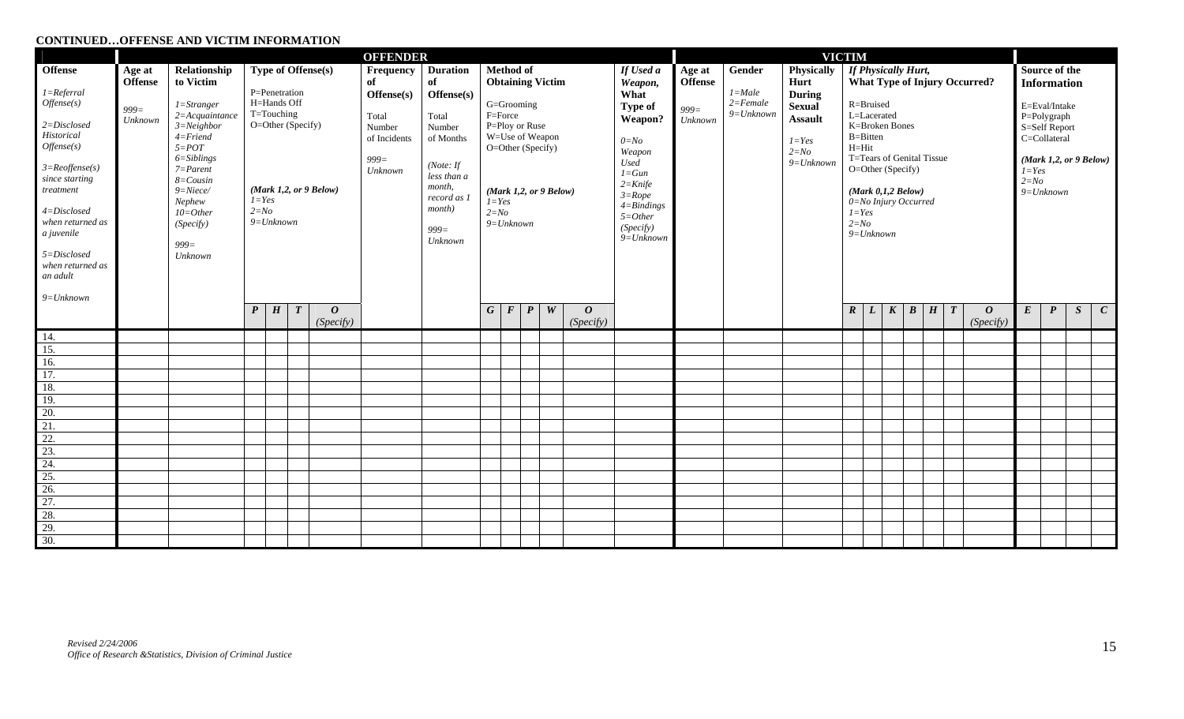**CONTINUED…OFFENSE AND VICTIM INFORMATION**

| Offense | OFFENDER | | | | | | | | | | | | | | | | VICTIM | | | | | | | | | | | | Source of the Information | | | |
|---|---|---|---|---|---|---|---|---|---|---|---|---|---|---|---|---|---|---|---|---|---|---|---|---|---|---|---|---|---|---|---|---|
| **Offense** *1=Referral Offense(s)* *2=Disclosed Historical Offense(s)* *3=Reoffense(s) since starting treatment* *4=Disclosed when returned as a juvenile* *5=Disclosed when returned as an adult* *9=Unknown* | **Age at Offense** *999= Unknown* | **Relationship to Victim** *1=Stranger* *2=Acquaintance* *3=Neighbor* *4=Friend* *5=POT* *6=Siblings* *7=Parent* *8=Cousin* *9=Niece/ Nephew* *10=Other (Specify)* *999= Unknown* | **Type of Offense(s)** P=Penetration H=Hands Off T=Touching O=Other (Specify) *(Mark 1,2, or 9 Below)* *1=Yes* *2=No* *9=Unknown* | | | | **Frequency of Offense(s)** Total Number of Incidents *999= Unknown* | **Duration of Offense(s)** Total Number of Months *(Note: If less than a month, record as 1 month)* *999= Unknown* | **Method of Obtaining Victim** G=Grooming F=Force P=Ploy or Ruse W=Use of Weapon O=Other (Specify) *(Mark 1,2, or 9 Below)* *1=Yes* *2=No* *9=Unknown* | | | | | ***If Used a Weapon,* What Type of Weapon?** *0=No Weapon Used* *1=Gun* *2=Knife* *3=Rope* *4=Bindings* *5=Other (Specify)* *9=Unknown* | **Age at Offense** *999= Unknown* | **Gender** *1=Male* *2=Female* *9=Unknown* | **Physically Hurt During Sexual Assault** *1=Yes* *2=No* *9=Unknown* | ***If Physically Hurt,* What Type of Injury Occurred?** R=Bruised L=Lacerated K=Broken Bones B=Bitten H=Hit T=Tears of Genital Tissue O=Other (Specify) *(Mark 0,1,2 Below)* *0=No Injury Occurred* *1=Yes* *2=No* *9=Unknown* | | | | | | | E=Eval/Intake P=Polygraph S=Self Report C=Collateral *(Mark 1,2, or 9 Below)* *1=Yes* *2=No* *9=Unknown* | | | |
| | | | ***P*** | ***H*** | ***T*** | ***O*** *(Specify)* | | | ***G*** | ***F*** | ***P*** | ***W*** | ***O*** *(Specify)* | | | | | ***R*** | ***L*** | ***K*** | ***B*** | ***H*** | ***T*** | ***O*** *(Specify)* | ***E*** | ***P*** | ***S*** | ***C*** |
| 14. | | | | | | | | | | | | | | | | | | | | | | | | | | | | |
| 15. | | | | | | | | | | | | | | | | | | | | | | | | | | | | |
| 16. | | | | | | | | | | | | | | | | | | | | | | | | | | | | |
| 17. | | | | | | | | | | | | | | | | | | | | | | | | | | | | |
| 18. | | | | | | | | | | | | | | | | | | | | | | | | | | | | |
| 19. | | | | | | | | | | | | | | | | | | | | | | | | | | | | |
| 20. | | | | | | | | | | | | | | | | | | | | | | | | | | | | |
| 21. | | | | | | | | | | | | | | | | | | | | | | | | | | | | |
| 22. | | | | | | | | | | | | | | | | | | | | | | | | | | | | |
| 23. | | | | | | | | | | | | | | | | | | | | | | | | | | | | |
| 24. | | | | | | | | | | | | | | | | | | | | | | | | | | | | |
| 25. | | | | | | | | | | | | | | | | | | | | | | | | | | | | |
| 26. | | | | | | | | | | | | | | | | | | | | | | | | | | | | |
| 27. | | | | | | | | | | | | | | | | | | | | | | | | | | | | |
| 28. | | | | | | | | | | | | | | | | | | | | | | | | | | | | |
| 29. | | | | | | | | | | | | | | | | | | | | | | | | | | | | |
| 30. | | | | | | | | | | | | | | | | | | | | | | | | | | | | |

*Revised 2/24/2006*
*Office of Research &Statistics, Division of Criminal Justice*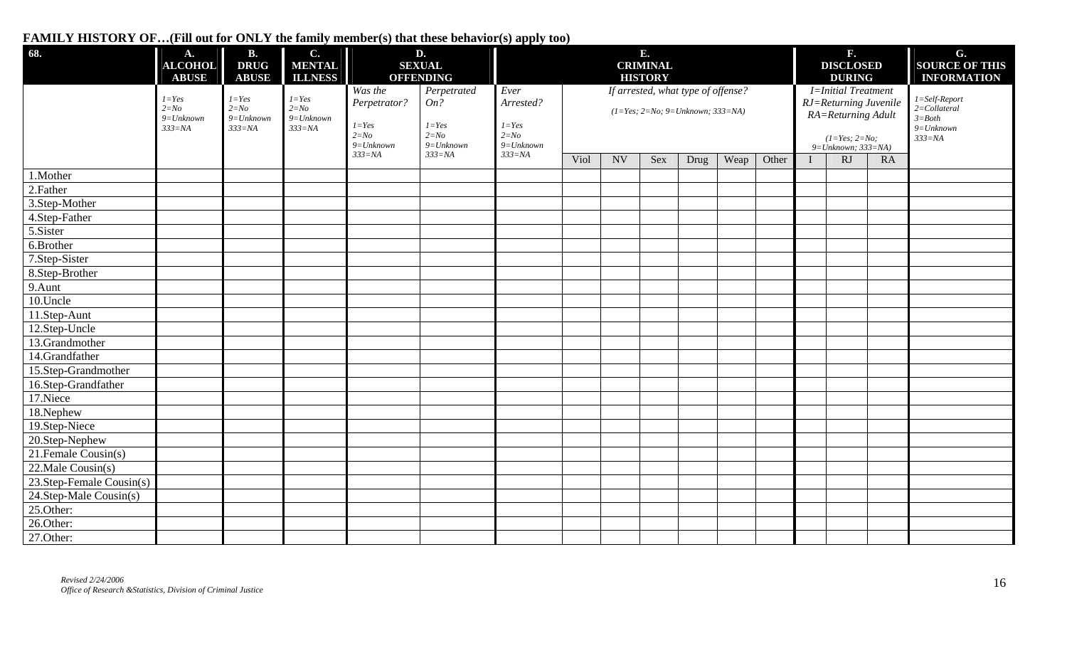**FAMILY HISTORY OF…(Fill out for ONLY the family member(s) that these behavior(s) apply too)**

| 68. | A. ALCOHOL ABUSE | B. DRUG ABUSE | C. MENTAL ILLNESS | D. SEXUAL OFFENDING | | E. CRIMINAL HISTORY | | | | | | | F. DISCLOSED DURING | | | G. SOURCE OF THIS INFORMATION |
|---|---|---|---|---|---|---|---|---|---|---|---|---|---|---|---|---|
| | *1=Yes 2=No 9=Unknown 333=NA* | *1=Yes 2=No 9=Unknown 333=NA* | *1=Yes 2=No 9=Unknown 333=NA* | *Was the Perpetrator? 1=Yes 2=No 9=Unknown 333=NA* | *Perpetrated On? 1=Yes 2=No 9=Unknown 333=NA* | *Ever Arrested? 1=Yes 2=No 9=Unknown 333=NA* | *If arrested, what type of offense? (1=Yes; 2=No; 9=Unknown; 333=NA)* | | | | | | *I=Initial Treatment RJ=Returning Juvenile RA=Returning Adult (1=Yes; 2=No; 9=Unknown; 333=NA)* | | | *1=Self-Report 2=Collateral 3=Both 9=Unknown 333=NA* |
| | | | | | | | Viol | NV | Sex | Drug | Weap | Other | I | RJ | RA | |
| 1.Mother | | | | | | | | | | | | | | | | |
| 2.Father | | | | | | | | | | | | | | | | |
| 3.Step-Mother | | | | | | | | | | | | | | | | |
| 4.Step-Father | | | | | | | | | | | | | | | | |
| 5.Sister | | | | | | | | | | | | | | | | |
| 6.Brother | | | | | | | | | | | | | | | | |
| 7.Step-Sister | | | | | | | | | | | | | | | | |
| 8.Step-Brother | | | | | | | | | | | | | | | | |
| 9.Aunt | | | | | | | | | | | | | | | | |
| 10.Uncle | | | | | | | | | | | | | | | | |
| 11.Step-Aunt | | | | | | | | | | | | | | | | |
| 12.Step-Uncle | | | | | | | | | | | | | | | | |
| 13.Grandmother | | | | | | | | | | | | | | | | |
| 14.Grandfather | | | | | | | | | | | | | | | | |
| 15.Step-Grandmother | | | | | | | | | | | | | | | | |
| 16.Step-Grandfather | | | | | | | | | | | | | | | | |
| 17.Niece | | | | | | | | | | | | | | | | |
| 18.Nephew | | | | | | | | | | | | | | | | |
| 19.Step-Niece | | | | | | | | | | | | | | | | |
| 20.Step-Nephew | | | | | | | | | | | | | | | | |
| 21.Female Cousin(s) | | | | | | | | | | | | | | | | |
| 22.Male Cousin(s) | | | | | | | | | | | | | | | | |
| 23.Step-Female Cousin(s) | | | | | | | | | | | | | | | | |
| 24.Step-Male Cousin(s) | | | | | | | | | | | | | | | | |
| 25.Other: | | | | | | | | | | | | | | | | |
| 26.Other: | | | | | | | | | | | | | | | | |
| 27.Other: | | | | | | | | | | | | | | | | |

*Revised 2/24/2006*
*Office of Research &Statistics, Division of Criminal Justice*